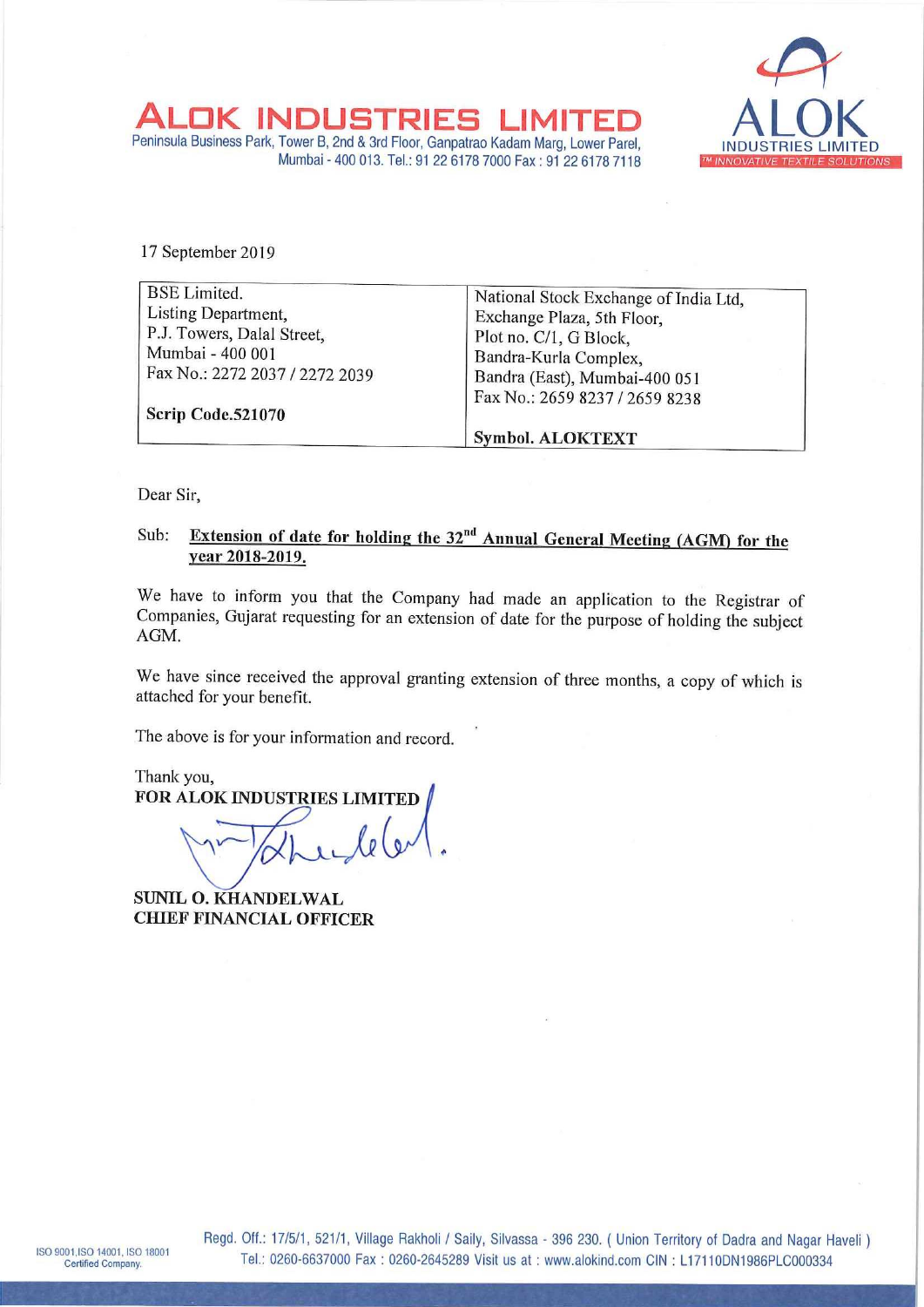# ALOK INDUSTRIES LIMITED

Peninsula Business Park, Tower B, 2nd & 3rd Floor, Ganpatrao Kadam Marg, Lower Parel, Mumbai - 400 013. Tel.: 91 22 6178 7000 Fax : 91 22 6178 7118

17 September 2019

| BSE Limited.<br>Listing Department,<br>P.J. Towers, Dalal Street,<br>Mumbai - 400 001<br>Fax No.: 2272 2037 / 2272 2039<br><br>**Scrip Code.521070** | National Stock Exchange of India Ltd,<br>Exchange Plaza, 5th Floor,<br>Plot no. C/1, G Block,<br>Bandra-Kurla Complex,<br>Bandra (East), Mumbai-400 051<br>Fax No.: 2659 8237 / 2659 8238<br><br>**Symbol. ALOKTEXT** |
|---|---|

Dear Sir,

Sub: **Extension of date for holding the 32nd Annual General Meeting (AGM) for the year 2018-2019.**

We have to inform you that the Company had made an application to the Registrar of Companies, Gujarat requesting for an extension of date for the purpose of holding the subject AGM.

We have since received the approval granting extension of three months, a copy of which is attached for your benefit.

The above is for your information and record.

Thank you,

**FOR ALOK INDUSTRIES LIMITED**

**SUNIL O. KHANDELWAL**
**CHIEF FINANCIAL OFFICER**

ISO 9001,ISO 14001, ISO 18001 Certified Company.

Regd. Off.: 17/5/1, 521/1, Village Rakholi / Saily, Silvassa - 396 230. ( Union Territory of Dadra and Nagar Haveli ) Tel.: 0260-6637000 Fax : 0260-2645289 Visit us at : www.alokind.com CIN : L17110DN1986PLC000334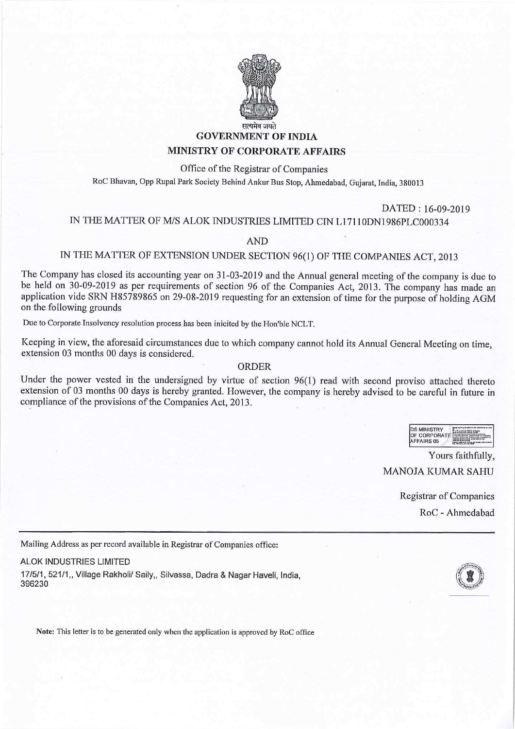सत्यमेव जयते

**GOVERNMENT OF INDIA**

**MINISTRY OF CORPORATE AFFAIRS**

Office of the Registrar of Companies

RoC Bhavan, Opp Rupal Park Society Behind Ankur Bus Stop, Ahmedabad, Gujarat, India, 380013

DATED : 16-09-2019

IN THE MATTER OF M/S ALOK INDUSTRIES LIMITED CIN L17110DN1986PLC000334

AND

IN THE MATTER OF EXTENSION UNDER SECTION 96(1) OF THE COMPANIES ACT, 2013

The Company has closed its accounting year on 31-03-2019 and the Annual general meeting of the company is due to be held on 30-09-2019 as per requirements of section 96 of the Companies Act, 2013. The company has made an application vide SRN H85789865 on 29-08-2019 requesting for an extension of time for the purpose of holding AGM on the following grounds

Due to Corporate Insolvency resolution process has been inicited by the Hon'ble NCLT.

Keeping in view, the aforesaid circumstances due to which company cannot hold its Annual General Meeting on time, extension 03 months 00 days is considered.

ORDER

Under the power vested in the undersigned by virtue of section 96(1) read with second proviso attached thereto extension of 03 months 00 days is hereby granted. However, the company is hereby advised to be careful in future in compliance of the provisions of the Companies Act, 2013.

DS MINISTRY OF CORPORATE AFFAIRS 05

Yours faithfully,

MANOJA KUMAR SAHU

Registrar of Companies

RoC - Ahmedabad

Mailing Address as per record available in Registrar of Companies office:

ALOK INDUSTRIES LIMITED

17/5/1, 521/1,, Village Rakholi/ Saily,, Silvassa, Dadra & Nagar Haveli, India, 396230

**Note:** This letter is to be generated only when the application is approved by RoC office